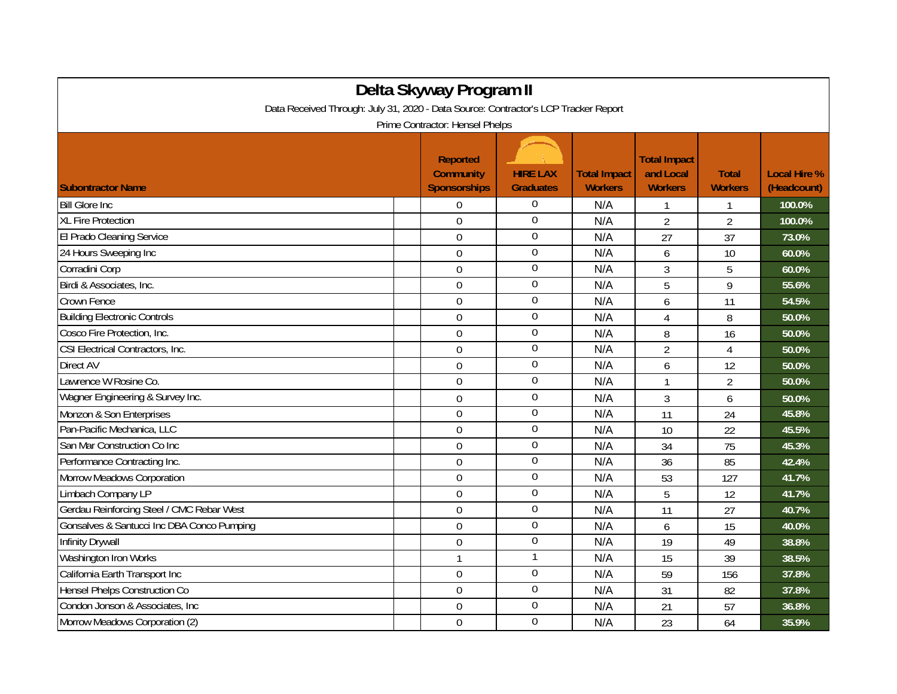# Delta Skyway Program II

Data Received Through: July 31, 2020 - Data Source: Contractor's LCP Tracker Report

Prime Contractor: Hensel Phelps

| Subontractor Name | Reported Community Sponsorships | HIRE LAX Graduates | Total Impact Workers | Total Impact and Local Workers | Total Workers | Local Hire % (Headcount) |
|---|---|---|---|---|---|---|
| Bill Glore Inc | 0 | 0 | N/A | 1 | 1 | 100.0% |
| XL Fire Protection | 0 | 0 | N/A | 2 | 2 | 100.0% |
| El Prado Cleaning Service | 0 | 0 | N/A | 27 | 37 | 73.0% |
| 24 Hours Sweeping Inc | 0 | 0 | N/A | 6 | 10 | 60.0% |
| Corradini Corp | 0 | 0 | N/A | 3 | 5 | 60.0% |
| Birdi & Associates, Inc. | 0 | 0 | N/A | 5 | 9 | 55.6% |
| Crown Fence | 0 | 0 | N/A | 6 | 11 | 54.5% |
| Building Electronic Controls | 0 | 0 | N/A | 4 | 8 | 50.0% |
| Cosco Fire Protection, Inc. | 0 | 0 | N/A | 8 | 16 | 50.0% |
| CSI Electrical Contractors, Inc. | 0 | 0 | N/A | 2 | 4 | 50.0% |
| Direct AV | 0 | 0 | N/A | 6 | 12 | 50.0% |
| Lawrence W Rosine Co. | 0 | 0 | N/A | 1 | 2 | 50.0% |
| Wagner Engineering & Survey Inc. | 0 | 0 | N/A | 3 | 6 | 50.0% |
| Monzon & Son Enterprises | 0 | 0 | N/A | 11 | 24 | 45.8% |
| Pan-Pacific Mechanica, LLC | 0 | 0 | N/A | 10 | 22 | 45.5% |
| San Mar Construction Co Inc | 0 | 0 | N/A | 34 | 75 | 45.3% |
| Performance Contracting Inc. | 0 | 0 | N/A | 36 | 85 | 42.4% |
| Morrow Meadows Corporation | 0 | 0 | N/A | 53 | 127 | 41.7% |
| Limbach Company LP | 0 | 0 | N/A | 5 | 12 | 41.7% |
| Gerdau Reinforcing Steel / CMC Rebar West | 0 | 0 | N/A | 11 | 27 | 40.7% |
| Gonsalves & Santucci Inc DBA Conco Pumping | 0 | 0 | N/A | 6 | 15 | 40.0% |
| Infinity Drywall | 0 | 0 | N/A | 19 | 49 | 38.8% |
| Washington Iron Works | 1 | 1 | N/A | 15 | 39 | 38.5% |
| California Earth Transport Inc | 0 | 0 | N/A | 59 | 156 | 37.8% |
| Hensel Phelps Construction Co | 0 | 0 | N/A | 31 | 82 | 37.8% |
| Condon Jonson & Associates, Inc | 0 | 0 | N/A | 21 | 57 | 36.8% |
| Morrow Meadows Corporation (2) | 0 | 0 | N/A | 23 | 64 | 35.9% |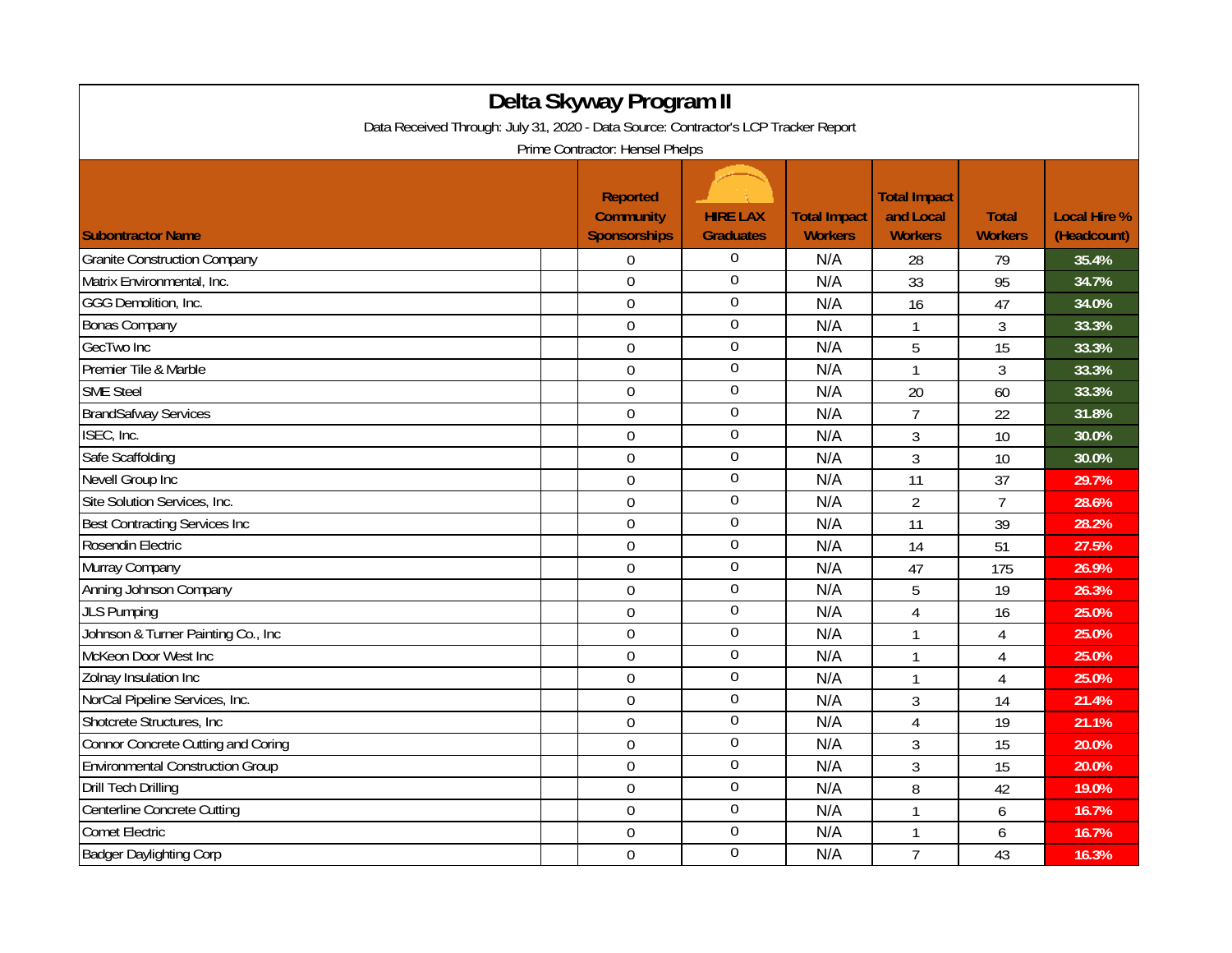# Delta Skyway Program II

Data Received Through: July 31, 2020 - Data Source: Contractor's LCP Tracker Report

Prime Contractor: Hensel Phelps

| Subontractor Name | Reported Community Sponsorships | HIRE LAX Graduates | Total Impact Workers | Total Impact and Local Workers | Total Workers | Local Hire % (Headcount) |
|---|---|---|---|---|---|---|
| Granite Construction Company | 0 | 0 | N/A | 28 | 79 | 35.4% |
| Matrix Environmental, Inc. | 0 | 0 | N/A | 33 | 95 | 34.7% |
| GGG Demolition, Inc. | 0 | 0 | N/A | 16 | 47 | 34.0% |
| Bonas Company | 0 | 0 | N/A | 1 | 3 | 33.3% |
| GecTwo Inc | 0 | 0 | N/A | 5 | 15 | 33.3% |
| Premier Tile & Marble | 0 | 0 | N/A | 1 | 3 | 33.3% |
| SME Steel | 0 | 0 | N/A | 20 | 60 | 33.3% |
| BrandSafway Services | 0 | 0 | N/A | 7 | 22 | 31.8% |
| ISEC, Inc. | 0 | 0 | N/A | 3 | 10 | 30.0% |
| Safe Scaffolding | 0 | 0 | N/A | 3 | 10 | 30.0% |
| Nevell Group Inc | 0 | 0 | N/A | 11 | 37 | 29.7% |
| Site Solution Services, Inc. | 0 | 0 | N/A | 2 | 7 | 28.6% |
| Best Contracting Services Inc | 0 | 0 | N/A | 11 | 39 | 28.2% |
| Rosendin Electric | 0 | 0 | N/A | 14 | 51 | 27.5% |
| Murray Company | 0 | 0 | N/A | 47 | 175 | 26.9% |
| Anning Johnson Company | 0 | 0 | N/A | 5 | 19 | 26.3% |
| JLS Pumping | 0 | 0 | N/A | 4 | 16 | 25.0% |
| Johnson & Turner Painting Co., Inc | 0 | 0 | N/A | 1 | 4 | 25.0% |
| McKeon Door West Inc | 0 | 0 | N/A | 1 | 4 | 25.0% |
| Zolnay Insulation Inc | 0 | 0 | N/A | 1 | 4 | 25.0% |
| NorCal Pipeline Services, Inc. | 0 | 0 | N/A | 3 | 14 | 21.4% |
| Shotcrete Structures, Inc | 0 | 0 | N/A | 4 | 19 | 21.1% |
| Connor Concrete Cutting and Coring | 0 | 0 | N/A | 3 | 15 | 20.0% |
| Environmental Construction Group | 0 | 0 | N/A | 3 | 15 | 20.0% |
| Drill Tech Drilling | 0 | 0 | N/A | 8 | 42 | 19.0% |
| Centerline Concrete Cutting | 0 | 0 | N/A | 1 | 6 | 16.7% |
| Comet Electric | 0 | 0 | N/A | 1 | 6 | 16.7% |
| Badger Daylighting Corp | 0 | 0 | N/A | 7 | 43 | 16.3% |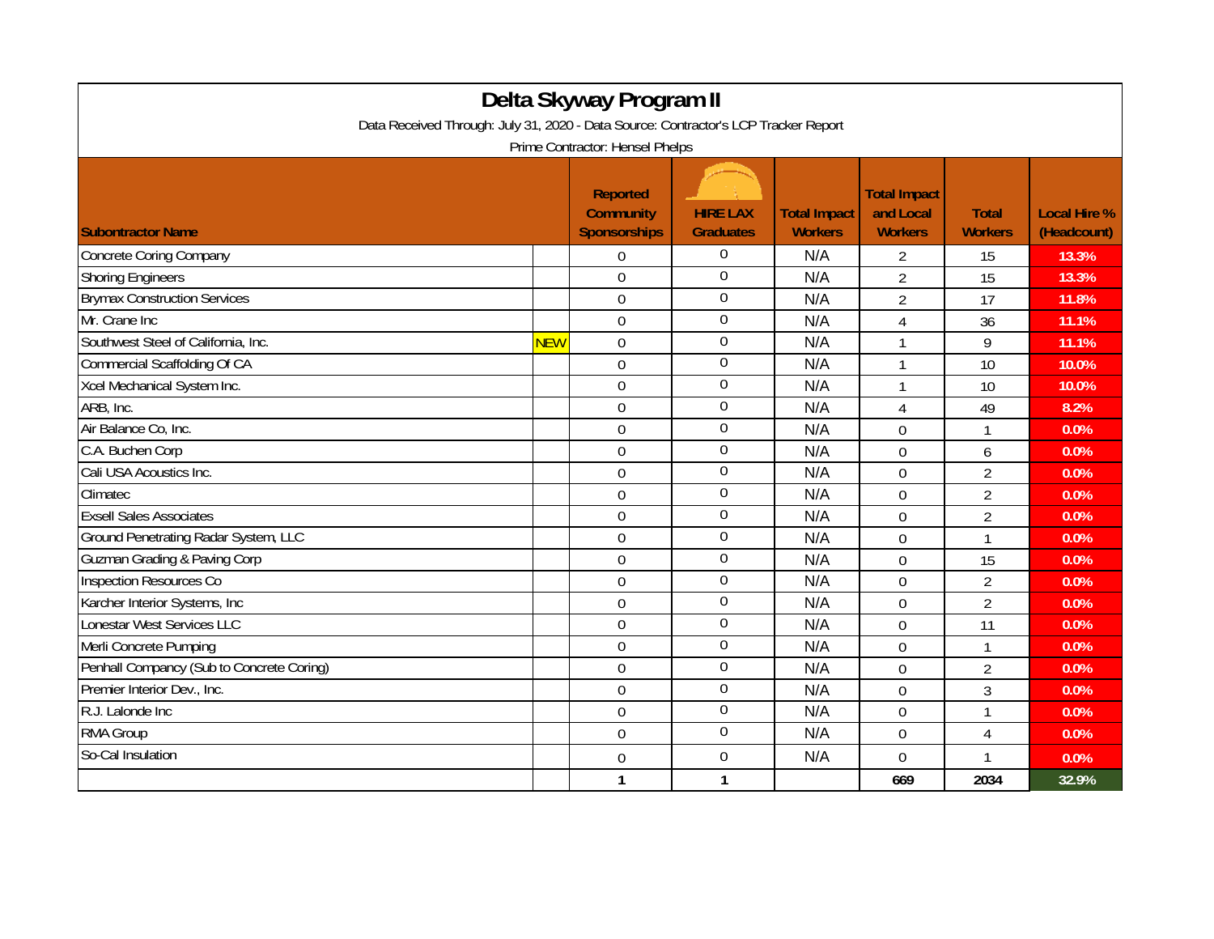# Delta Skyway Program II

Data Received Through: July 31, 2020 - Data Source: Contractor's LCP Tracker Report

Prime Contractor: Hensel Phelps

| Subontractor Name | | Reported Community Sponsorships | HIRE LAX Graduates | Total Impact Workers | Total Impact and Local Workers | Total Workers | Local Hire % (Headcount) |
|---|---|---|---|---|---|---|---|
| Concrete Coring Company | | 0 | 0 | N/A | 2 | 15 | 13.3% |
| Shoring Engineers | | 0 | 0 | N/A | 2 | 15 | 13.3% |
| Brymax Construction Services | | 0 | 0 | N/A | 2 | 17 | 11.8% |
| Mr. Crane Inc | | 0 | 0 | N/A | 4 | 36 | 11.1% |
| Southwest Steel of California, Inc. | NEW | 0 | 0 | N/A | 1 | 9 | 11.1% |
| Commercial Scaffolding Of CA | | 0 | 0 | N/A | 1 | 10 | 10.0% |
| Xcel Mechanical System Inc. | | 0 | 0 | N/A | 1 | 10 | 10.0% |
| ARB, Inc. | | 0 | 0 | N/A | 4 | 49 | 8.2% |
| Air Balance Co, Inc. | | 0 | 0 | N/A | 0 | 1 | 0.0% |
| C.A. Buchen Corp | | 0 | 0 | N/A | 0 | 6 | 0.0% |
| Cali USA Acoustics Inc. | | 0 | 0 | N/A | 0 | 2 | 0.0% |
| Climatec | | 0 | 0 | N/A | 0 | 2 | 0.0% |
| Exsell Sales Associates | | 0 | 0 | N/A | 0 | 2 | 0.0% |
| Ground Penetrating Radar System, LLC | | 0 | 0 | N/A | 0 | 1 | 0.0% |
| Guzman Grading & Paving Corp | | 0 | 0 | N/A | 0 | 15 | 0.0% |
| Inspection Resources Co | | 0 | 0 | N/A | 0 | 2 | 0.0% |
| Karcher Interior Systems, Inc | | 0 | 0 | N/A | 0 | 2 | 0.0% |
| Lonestar West Services LLC | | 0 | 0 | N/A | 0 | 11 | 0.0% |
| Merli Concrete Pumping | | 0 | 0 | N/A | 0 | 1 | 0.0% |
| Penhall Compancy (Sub to Concrete Coring) | | 0 | 0 | N/A | 0 | 2 | 0.0% |
| Premier Interior Dev., Inc. | | 0 | 0 | N/A | 0 | 3 | 0.0% |
| R.J. Lalonde Inc | | 0 | 0 | N/A | 0 | 1 | 0.0% |
| RMA Group | | 0 | 0 | N/A | 0 | 4 | 0.0% |
| So-Cal Insulation | | 0 | 0 | N/A | 0 | 1 | 0.0% |
| | | **1** | **1** | | **669** | **2034** | **32.9%** |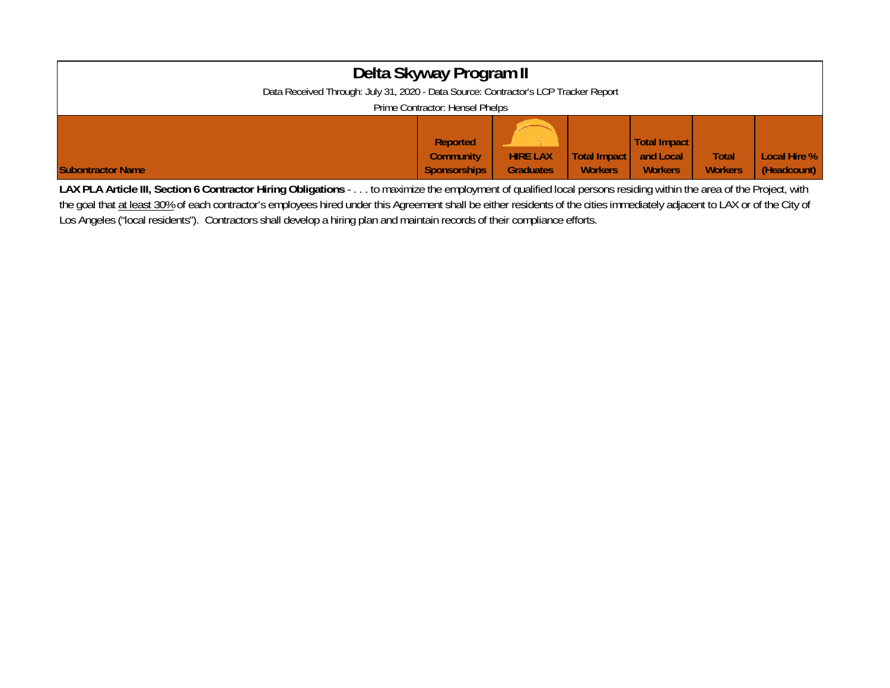# Delta Skyway Program II

Data Received Through: July 31, 2020 - Data Source: Contractor's LCP Tracker Report

Prime Contractor: Hensel Phelps

| Subontractor Name | Reported Community Sponsorships | HIRE LAX Graduates | Total Impact Workers | Total Impact and Local Workers | Total Workers | Local Hire % (Headcount) |
|---|---|---|---|---|---|---|

**LAX PLA Article III, Section 6 Contractor Hiring Obligations** - . . . to maximize the employment of qualified local persons residing within the area of the Project, with the goal that at least 30% of each contractor's employees hired under this Agreement shall be either residents of the cities immediately adjacent to LAX or of the City of Los Angeles ("local residents"). Contractors shall develop a hiring plan and maintain records of their compliance efforts.